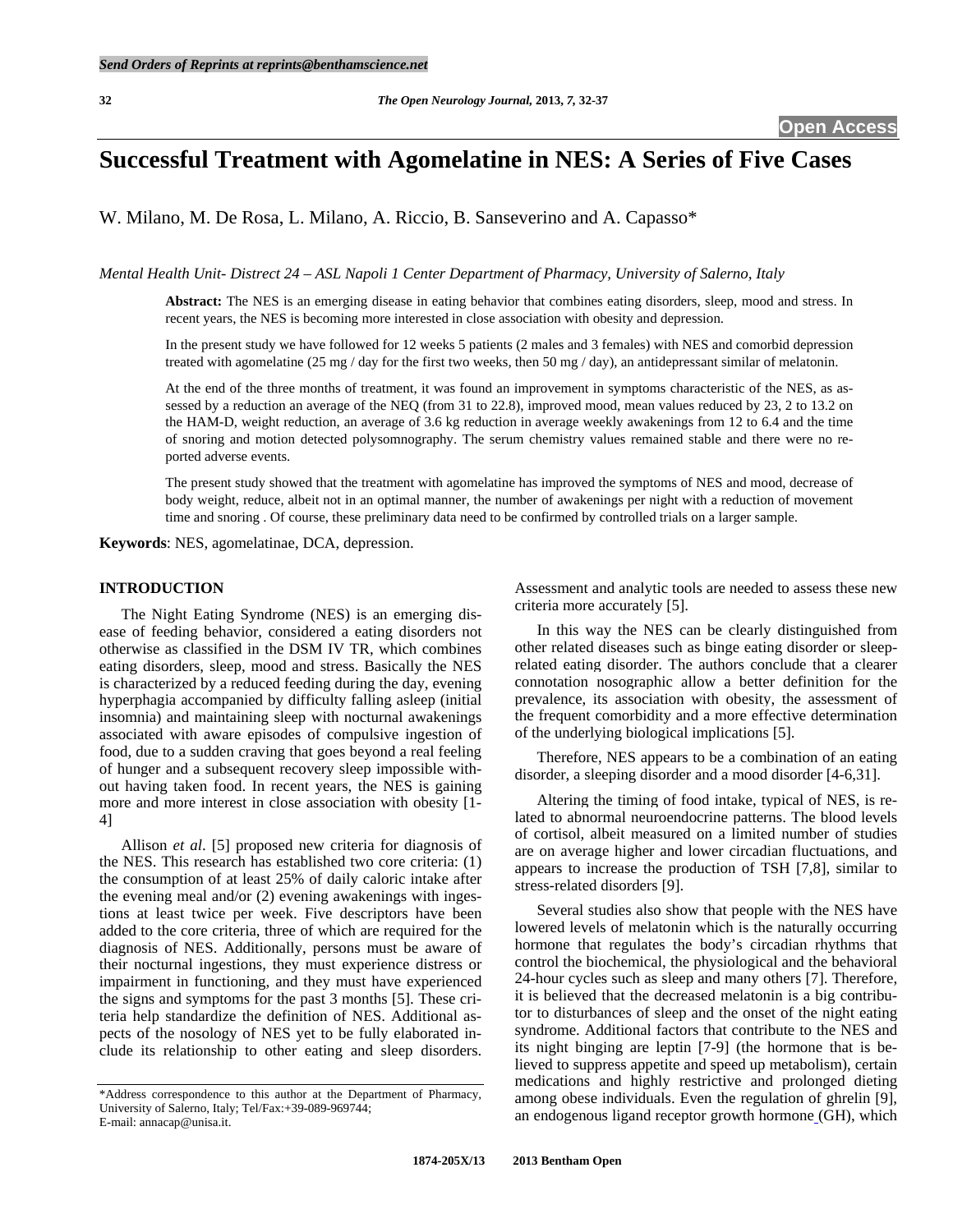# Successful Treatment with Agomelatine in NES: A Series of Five Cases

W. Milano, M. De Rosa, L. Milano, A. Riccio, B. Sanseverino and A. Capasso*

*Mental Health Unit- District 24 – ASL Napoli 1 Center Department of Pharmacy, University of Salerno, Italy*

**Abstract:** The NES is an emerging disease in eating behavior that combines eating disorders, sleep, mood and stress. In recent years, the NES is becoming more interested in close association with obesity and depression.

In the present study we have followed for 12 weeks 5 patients (2 males and 3 females) with NES and comorbid depression treated with agomelatine (25 mg / day for the first two weeks, then 50 mg / day), an antidepressant similar of melatonin.

At the end of the three months of treatment, it was found an improvement in symptoms characteristic of the NES, as assessed by a reduction an average of the NEQ (from 31 to 22.8), improved mood, mean values reduced by 23, 2 to 13.2 on the HAM-D, weight reduction, an average of 3.6 kg reduction in average weekly awakenings from 12 to 6.4 and the time of snoring and motion detected polysomnography. The serum chemistry values remained stable and there were no reported adverse events.

The present study showed that the treatment with agomelatine has improved the symptoms of NES and mood, decrease of body weight, reduce, albeit not in an optimal manner, the number of awakenings per night with a reduction of movement time and snoring . Of course, these preliminary data need to be confirmed by controlled trials on a larger sample.

**Keywords**: NES, agomelatinae, DCA, depression.

## INTRODUCTION

The Night Eating Syndrome (NES) is an emerging disease of feeding behavior, considered a eating disorders not otherwise as classified in the DSM IV TR, which combines eating disorders, sleep, mood and stress. Basically the NES is characterized by a reduced feeding during the day, evening hyperphagia accompanied by difficulty falling asleep (initial insomnia) and maintaining sleep with nocturnal awakenings associated with aware episodes of compulsive ingestion of food, due to a sudden craving that goes beyond a real feeling of hunger and a subsequent recovery sleep impossible without having taken food. In recent years, the NES is gaining more and more interest in close association with obesity [1-4]

Allison *et al*. [5] proposed new criteria for diagnosis of the NES. This research has established two core criteria: (1) the consumption of at least 25% of daily caloric intake after the evening meal and/or (2) evening awakenings with ingestions at least twice per week. Five descriptors have been added to the core criteria, three of which are required for the diagnosis of NES. Additionally, persons must be aware of their nocturnal ingestions, they must experience distress or impairment in functioning, and they must have experienced the signs and symptoms for the past 3 months [5]. These criteria help standardize the definition of NES. Additional aspects of the nosology of NES yet to be fully elaborated include its relationship to other eating and sleep disorders. Assessment and analytic tools are needed to assess these new criteria more accurately [5].

In this way the NES can be clearly distinguished from other related diseases such as binge eating disorder or sleep-related eating disorder. The authors conclude that a clearer connotation nosographic allow a better definition for the prevalence, its association with obesity, the assessment of the frequent comorbidity and a more effective determination of the underlying biological implications [5].

Therefore, NES appears to be a combination of an eating disorder, a sleeping disorder and a mood disorder [4-6,31].

Altering the timing of food intake, typical of NES, is related to abnormal neuroendocrine patterns. The blood levels of cortisol, albeit measured on a limited number of studies are on average higher and lower circadian fluctuations, and appears to increase the production of TSH [7,8], similar to stress-related disorders [9].

Several studies also show that people with the NES have lowered levels of melatonin which is the naturally occurring hormone that regulates the body's circadian rhythms that control the biochemical, the physiological and the behavioral 24-hour cycles such as sleep and many others [7]. Therefore, it is believed that the decreased melatonin is a big contributor to disturbances of sleep and the onset of the night eating syndrome. Additional factors that contribute to the NES and its night binging are leptin [7-9] (the hormone that is believed to suppress appetite and speed up metabolism), certain medications and highly restrictive and prolonged dieting among obese individuals. Even the regulation of ghrelin [9], an endogenous ligand receptor growth hormone (GH), which

---

*Address correspondence to this author at the Department of Pharmacy, University of Salerno, Italy; Tel/Fax:+39-089-969744; E-mail: annacap@unisa.it.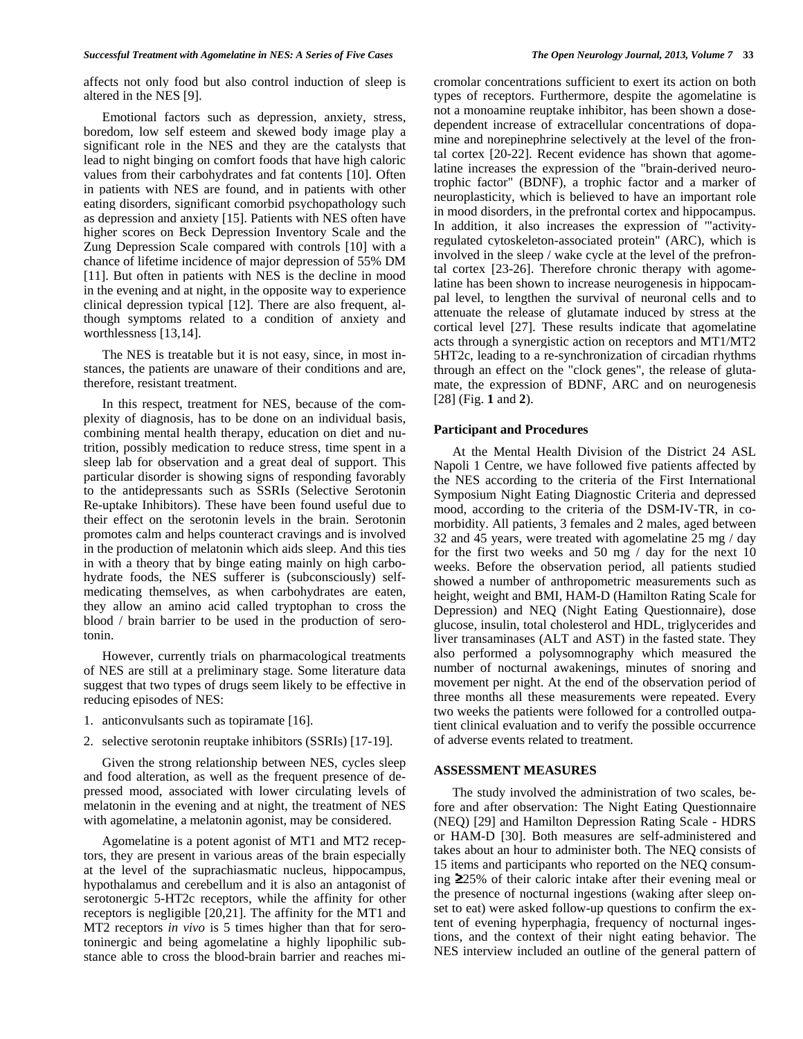affects not only food but also control induction of sleep is altered in the NES [9].

Emotional factors such as depression, anxiety, stress, boredom, low self esteem and skewed body image play a significant role in the NES and they are the catalysts that lead to night binging on comfort foods that have high caloric values from their carbohydrates and fat contents [10]. Often in patients with NES are found, and in patients with other eating disorders, significant comorbid psychopathology such as depression and anxiety [15]. Patients with NES often have higher scores on Beck Depression Inventory Scale and the Zung Depression Scale compared with controls [10] with a chance of lifetime incidence of major depression of 55% DM [11]. But often in patients with NES is the decline in mood in the evening and at night, in the opposite way to experience clinical depression typical [12]. There are also frequent, although symptoms related to a condition of anxiety and worthlessness [13,14].

The NES is treatable but it is not easy, since, in most instances, the patients are unaware of their conditions and are, therefore, resistant treatment.

In this respect, treatment for NES, because of the complexity of diagnosis, has to be done on an individual basis, combining mental health therapy, education on diet and nutrition, possibly medication to reduce stress, time spent in a sleep lab for observation and a great deal of support. This particular disorder is showing signs of responding favorably to the antidepressants such as SSRIs (Selective Serotonin Re-uptake Inhibitors). These have been found useful due to their effect on the serotonin levels in the brain. Serotonin promotes calm and helps counteract cravings and is involved in the production of melatonin which aids sleep. And this ties in with a theory that by binge eating mainly on high carbohydrate foods, the NES sufferer is (subconsciously) self-medicating themselves, as when carbohydrates are eaten, they allow an amino acid called tryptophan to cross the blood / brain barrier to be used in the production of serotonin.

However, currently trials on pharmacological treatments of NES are still at a preliminary stage. Some literature data suggest that two types of drugs seem likely to be effective in reducing episodes of NES:

1. anticonvulsants such as topiramate [16].
2. selective serotonin reuptake inhibitors (SSRIs) [17-19].

Given the strong relationship between NES, cycles sleep and food alteration, as well as the frequent presence of depressed mood, associated with lower circulating levels of melatonin in the evening and at night, the treatment of NES with agomelatine, a melatonin agonist, may be considered.

Agomelatine is a potent agonist of MT1 and MT2 receptors, they are present in various areas of the brain especially at the level of the suprachiasmatic nucleus, hippocampus, hypothalamus and cerebellum and it is also an antagonist of serotonergic 5-HT2c receptors, while the affinity for other receptors is negligible [20,21]. The affinity for the MT1 and MT2 receptors *in vivo* is 5 times higher than that for serotoninergic and being agomelatine a highly lipophilic substance able to cross the blood-brain barrier and reaches micromolar concentrations sufficient to exert its action on both types of receptors. Furthermore, despite the agomelatine is not a monoamine reuptake inhibitor, has been shown a dose-dependent increase of extracellular concentrations of dopamine and norepinephrine selectively at the level of the frontal cortex [20-22]. Recent evidence has shown that agomelatine increases the expression of the "brain-derived neurotrophic factor" (BDNF), a trophic factor and a marker of neuroplasticity, which is believed to have an important role in mood disorders, in the prefrontal cortex and hippocampus. In addition, it also increases the expression of "'activity-regulated cytoskeleton-associated protein" (ARC), which is involved in the sleep / wake cycle at the level of the prefrontal cortex [23-26]. Therefore chronic therapy with agomelatine has been shown to increase neurogenesis in hippocampal level, to lengthen the survival of neuronal cells and to attenuate the release of glutamate induced by stress at the cortical level [27]. These results indicate that agomelatine acts through a synergistic action on receptors and MT1/MT2 5HT2c, leading to a re-synchronization of circadian rhythms through an effect on the "clock genes", the release of glutamate, the expression of BDNF, ARC and on neurogenesis [28] (Fig. **1** and **2**).

### Participant and Procedures

At the Mental Health Division of the District 24 ASL Napoli 1 Centre, we have followed five patients affected by the NES according to the criteria of the First International Symposium Night Eating Diagnostic Criteria and depressed mood, according to the criteria of the DSM-IV-TR, in comorbidity. All patients, 3 females and 2 males, aged between 32 and 45 years, were treated with agomelatine 25 mg / day for the first two weeks and 50 mg / day for the next 10 weeks. Before the observation period, all patients studied showed a number of anthropometric measurements such as height, weight and BMI, HAM-D (Hamilton Rating Scale for Depression) and NEQ (Night Eating Questionnaire), dose glucose, insulin, total cholesterol and HDL, triglycerides and liver transaminases (ALT and AST) in the fasted state. They also performed a polysomnography which measured the number of nocturnal awakenings, minutes of snoring and movement per night. At the end of the observation period of three months all these measurements were repeated. Every two weeks the patients were followed for a controlled outpatient clinical evaluation and to verify the possible occurrence of adverse events related to treatment.

## ASSESSMENT MEASURES

The study involved the administration of two scales, before and after observation: The Night Eating Questionnaire (NEQ) [29] and Hamilton Depression Rating Scale - HDRS or HAM-D [30]. Both measures are self-administered and takes about an hour to administer both. The NEQ consists of 15 items and participants who reported on the NEQ consuming ≥25% of their caloric intake after their evening meal or the presence of nocturnal ingestions (waking after sleep onset to eat) were asked follow-up questions to confirm the extent of evening hyperphagia, frequency of nocturnal ingestions, and the context of their night eating behavior. The NES interview included an outline of the general pattern of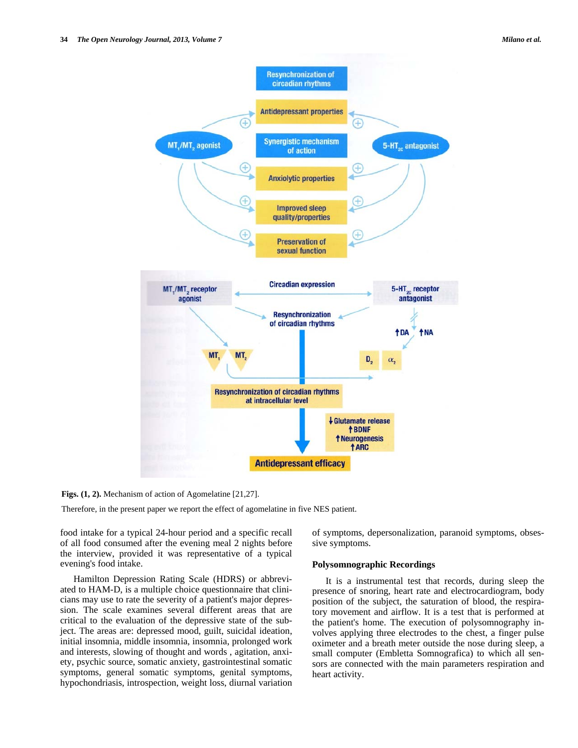Figs. (1, 2). Mechanism of action of Agomelatine [21,27].

Therefore, in the present paper we report the effect of agomelatine in five NES patient.

food intake for a typical 24-hour period and a specific recall of all food consumed after the evening meal 2 nights before the interview, provided it was representative of a typical evening's food intake.

Hamilton Depression Rating Scale (HDRS) or abbreviated to HAM-D, is a multiple choice questionnaire that clinicians may use to rate the severity of a patient's major depression. The scale examines several different areas that are critical to the evaluation of the depressive state of the subject. The areas are: depressed mood, guilt, suicidal ideation, initial insomnia, middle insomnia, insomnia, prolonged work and interests, slowing of thought and words , agitation, anxiety, psychic source, somatic anxiety, gastrointestinal somatic symptoms, general somatic symptoms, genital symptoms, hypochondriasis, introspection, weight loss, diurnal variation of symptoms, depersonalization, paranoid symptoms, obsessive symptoms.

### Polysomnographic Recordings

It is a instrumental test that records, during sleep the presence of snoring, heart rate and electrocardiogram, body position of the subject, the saturation of blood, the respiratory movement and airflow. It is a test that is performed at the patient's home. The execution of polysomnography involves applying three electrodes to the chest, a finger pulse oximeter and a breath meter outside the nose during sleep, a small computer (Embletta Somnografica) to which all sensors are connected with the main parameters respiration and heart activity.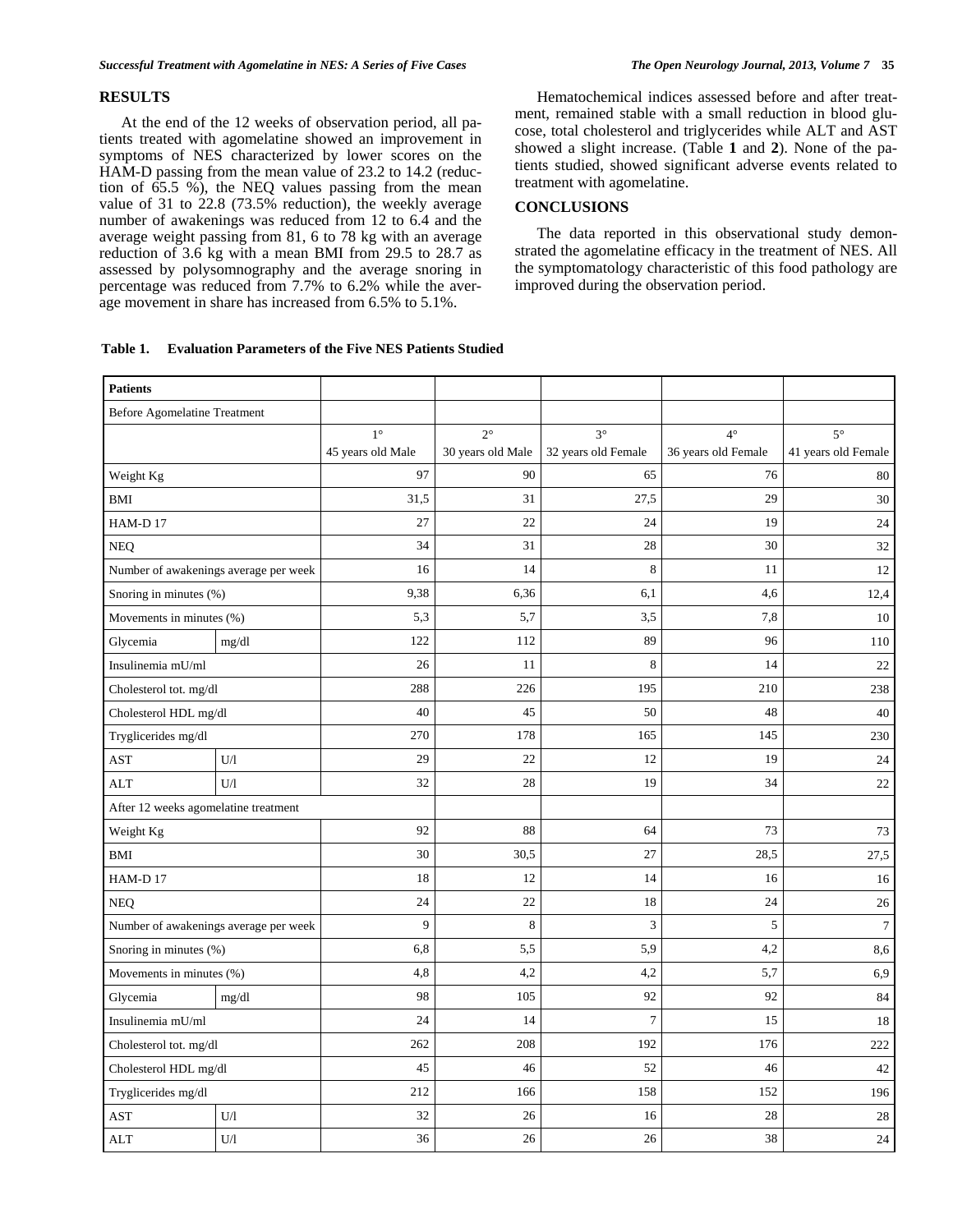## RESULTS

At the end of the 12 weeks of observation period, all patients treated with agomelatine showed an improvement in symptoms of NES characterized by lower scores on the HAM-D passing from the mean value of 23.2 to 14.2 (reduction of 65.5 %), the NEQ values passing from the mean value of 31 to 22.8 (73.5% reduction), the weekly average number of awakenings was reduced from 12 to 6.4 and the average weight passing from 81, 6 to 78 kg with an average reduction of 3.6 kg with a mean BMI from 29.5 to 28.7 as assessed by polysomnography and the average snoring in percentage was reduced from 7.7% to 6.2% while the average movement in share has increased from 6.5% to 5.1%.

Hematochemical indices assessed before and after treatment, remained stable with a small reduction in blood glucose, total cholesterol and triglycerides while ALT and AST showed a slight increase. (Table **1** and **2**). None of the patients studied, showed significant adverse events related to treatment with agomelatine.

## CONCLUSIONS

The data reported in this observational study demonstrated the agomelatine efficacy in the treatment of NES. All the symptomatology characteristic of this food pathology are improved during the observation period.

**Table 1. Evaluation Parameters of the Five NES Patients Studied**

| **Patients** | | | | | | |
|---|---|---|---|---|---|---|
| Before Agomelatine Treatment | | | | | | |
| | | 1° 45 years old Male | 2° 30 years old Male | 3° 32 years old Female | 4° 36 years old Female | 5° 41 years old Female |
| Weight Kg | | 97 | 90 | 65 | 76 | 80 |
| BMI | | 31,5 | 31 | 27,5 | 29 | 30 |
| HAM-D 17 | | 27 | 22 | 24 | 19 | 24 |
| NEQ | | 34 | 31 | 28 | 30 | 32 |
| Number of awakenings average per week | | 16 | 14 | 8 | 11 | 12 |
| Snoring in minutes (%) | | 9,38 | 6,36 | 6,1 | 4,6 | 12,4 |
| Movements in minutes (%) | | 5,3 | 5,7 | 3,5 | 7,8 | 10 |
| Glycemia | mg/dl | 122 | 112 | 89 | 96 | 110 |
| Insulinemia mU/ml | | 26 | 11 | 8 | 14 | 22 |
| Cholesterol tot. mg/dl | | 288 | 226 | 195 | 210 | 238 |
| Cholesterol HDL mg/dl | | 40 | 45 | 50 | 48 | 40 |
| Trygliccerides mg/dl | | 270 | 178 | 165 | 145 | 230 |
| AST | U/l | 29 | 22 | 12 | 19 | 24 |
| ALT | U/l | 32 | 28 | 19 | 34 | 22 |
| After 12 weeks agomelatine treatment | | | | | | |
| Weight Kg | | 92 | 88 | 64 | 73 | 73 |
| BMI | | 30 | 30,5 | 27 | 28,5 | 27,5 |
| HAM-D 17 | | 18 | 12 | 14 | 16 | 16 |
| NEQ | | 24 | 22 | 18 | 24 | 26 |
| Number of awakenings average per week | | 9 | 8 | 3 | 5 | 7 |
| Snoring in minutes (%) | | 6,8 | 5,5 | 5,9 | 4,2 | 8,6 |
| Movements in minutes (%) | | 4,8 | 4,2 | 4,2 | 5,7 | 6,9 |
| Glycemia | mg/dl | 98 | 105 | 92 | 92 | 84 |
| Insulinemia mU/ml | | 24 | 14 | 7 | 15 | 18 |
| Cholesterol tot. mg/dl | | 262 | 208 | 192 | 176 | 222 |
| Cholesterol HDL mg/dl | | 45 | 46 | 52 | 46 | 42 |
| Trygliccerides mg/dl | | 212 | 166 | 158 | 152 | 196 |
| AST | U/l | 32 | 26 | 16 | 28 | 28 |
| ALT | U/l | 36 | 26 | 26 | 38 | 24 |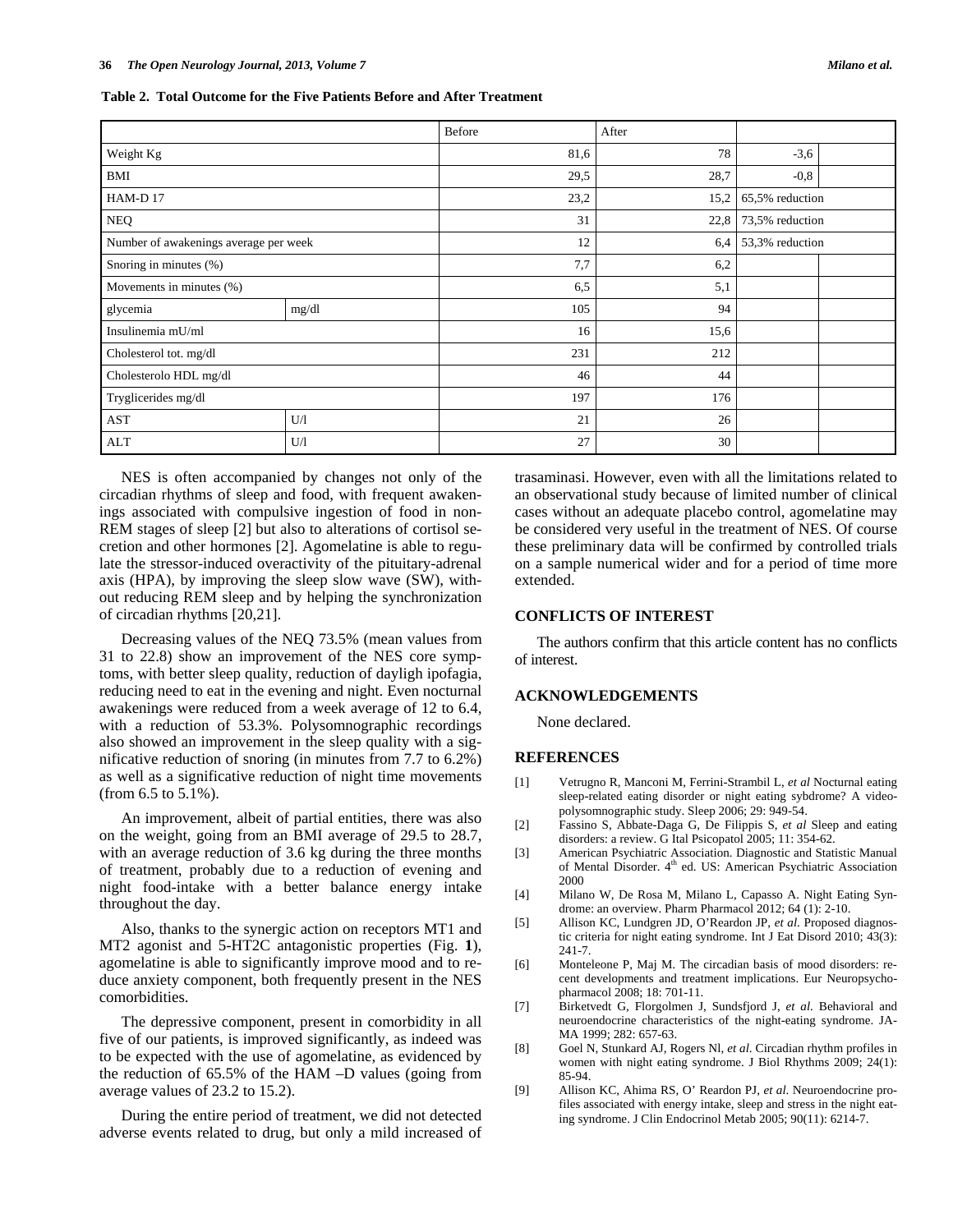**Table 2. Total Outcome for the Five Patients Before and After Treatment**

| | | Before | After | | |
|---|---|---|---|---|---|
| Weight Kg | | 81,6 | 78 | -3,6 | |
| BMI | | 29,5 | 28,7 | -0,8 | |
| HAM-D 17 | | 23,2 | 15,2 | 65,5% reduction | |
| NEQ | | 31 | 22,8 | 73,5% reduction | |
| Number of awakenings average per week | | 12 | 6,4 | 53,3% reduction | |
| Snoring in minutes (%) | | 7,7 | 6,2 | | |
| Movements in minutes (%) | | 6,5 | 5,1 | | |
| glycemia | mg/dl | 105 | 94 | | |
| Insulinemia mU/ml | | 16 | 15,6 | | |
| Cholesterol tot. mg/dl | | 231 | 212 | | |
| Cholesterolo HDL mg/dl | | 46 | 44 | | |
| Tryglicerides mg/dl | | 197 | 176 | | |
| AST | U/l | 21 | 26 | | |
| ALT | U/l | 27 | 30 | | |

NES is often accompanied by changes not only of the circadian rhythms of sleep and food, with frequent awakenings associated with compulsive ingestion of food in non-REM stages of sleep [2] but also to alterations of cortisol secretion and other hormones [2]. Agomelatine is able to regulate the stressor-induced overactivity of the pituitary-adrenal axis (HPA), by improving the sleep slow wave (SW), without reducing REM sleep and by helping the synchronization of circadian rhythms [20,21].

Decreasing values of the NEQ 73.5% (mean values from 31 to 22.8) show an improvement of the NES core symptoms, with better sleep quality, reduction of dayligh ipofagia, reducing need to eat in the evening and night. Even nocturnal awakenings were reduced from a week average of 12 to 6.4, with a reduction of 53.3%. Polysomnographic recordings also showed an improvement in the sleep quality with a significative reduction of snoring (in minutes from 7.7 to 6.2%) as well as a significative reduction of night time movements (from 6.5 to 5.1%).

An improvement, albeit of partial entities, there was also on the weight, going from an BMI average of 29.5 to 28.7, with an average reduction of 3.6 kg during the three months of treatment, probably due to a reduction of evening and night food-intake with a better balance energy intake throughout the day.

Also, thanks to the synergic action on receptors MT1 and MT2 agonist and 5-HT2C antagonistic properties (Fig. **1**), agomelatine is able to significantly improve mood and to reduce anxiety component, both frequently present in the NES comorbidities.

The depressive component, present in comorbidity in all five of our patients, is improved significantly, as indeed was to be expected with the use of agomelatine, as evidenced by the reduction of 65.5% of the HAM –D values (going from average values of 23.2 to 15.2).

During the entire period of treatment, we did not detected adverse events related to drug, but only a mild increased of trasaminasi. However, even with all the limitations related to an observational study because of limited number of clinical cases without an adequate placebo control, agomelatine may be considered very useful in the treatment of NES. Of course these preliminary data will be confirmed by controlled trials on a sample numerical wider and for a period of time more extended.

## CONFLICTS OF INTEREST

The authors confirm that this article content has no conflicts of interest.

## ACKNOWLEDGEMENTS

None declared.

## REFERENCES

[1] Vetrugno R, Manconi M, Ferrini-Strambil L, *et al* Nocturnal eating sleep-related eating disorder or night eating sybdrome? A video-polysomnographic study. Sleep 2006; 29: 949-54.

[2] Fassino S, Abbate-Daga G, De Filippis S, *et al* Sleep and eating disorders: a review. G Ital Psicopatol 2005; 11: 354-62.

[3] American Psychiatric Association. Diagnostic and Statistic Manual of Mental Disorder. 4th ed. US: American Psychiatric Association 2000

[4] Milano W, De Rosa M, Milano L, Capasso A. Night Eating Syndrome: an overview. Pharm Pharmacol 2012; 64 (1): 2-10.

[5] Allison KC, Lundgren JD, O'Reardon JP, *et al.* Proposed diagnostic criteria for night eating syndrome. Int J Eat Disord 2010; 43(3): 241-7.

[6] Monteleone P, Maj M. The circadian basis of mood disorders: recent developments and treatment implications. Eur Neuropsychopharmacol 2008; 18: 701-11.

[7] Birketvedt G, Florgolmen J, Sundsfjord J, *et al.* Behavioral and neuroendocrine characteristics of the night-eating syndrome. JAMA 1999; 282: 657-63.

[8] Goel N, Stunkard AJ, Rogers Nl, *et al.* Circadian rhythm profiles in women with night eating syndrome. J Biol Rhythms 2009; 24(1): 85-94.

[9] Allison KC, Ahima RS, O' Reardon PJ, *et al.* Neuroendocrine profiles associated with energy intake, sleep and stress in the night eating syndrome. J Clin Endocrinol Metab 2005; 90(11): 6214-7.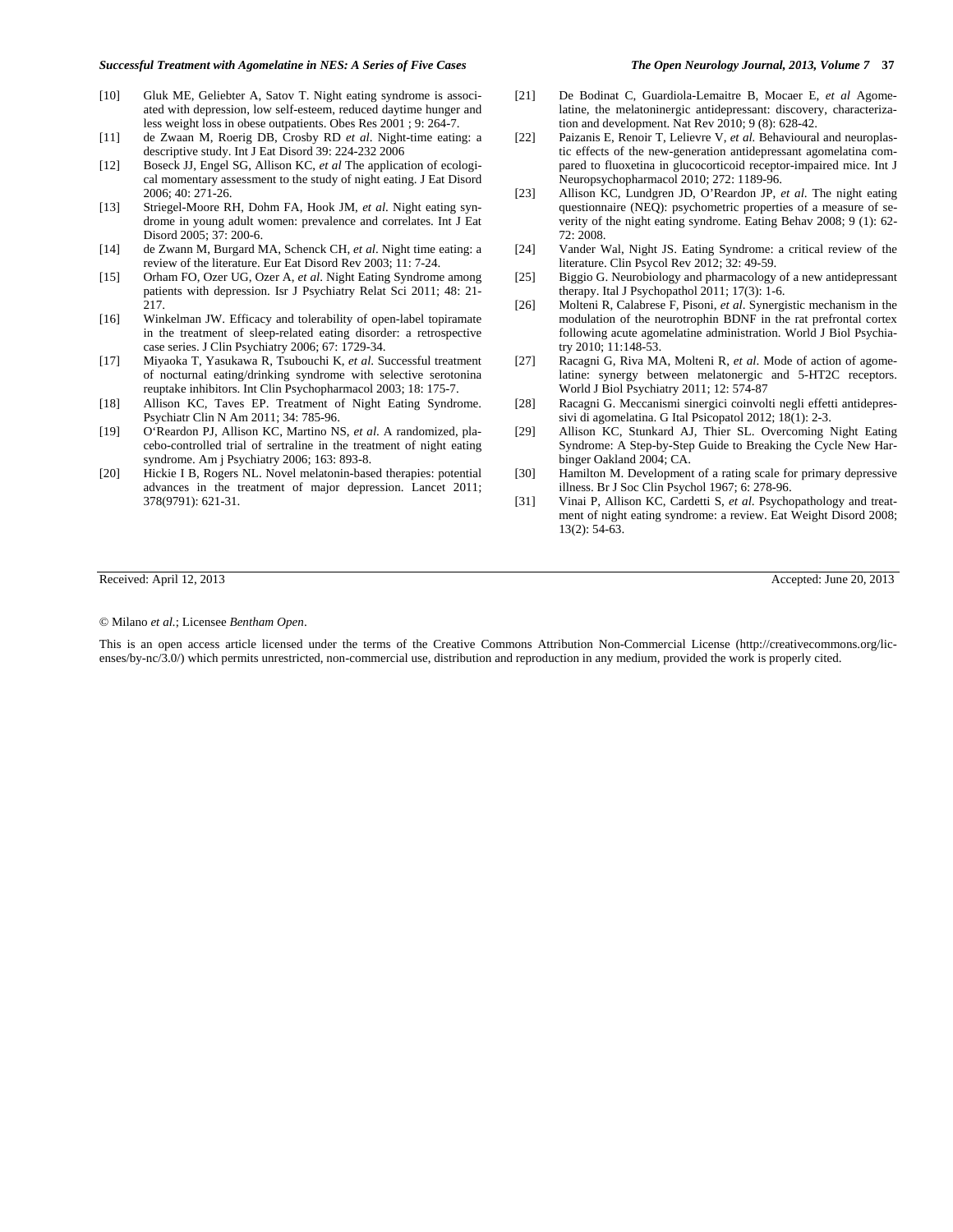[10] Gluk ME, Geliebter A, Satov T. Night eating syndrome is associated with depression, low self-esteem, reduced daytime hunger and less weight loss in obese outpatients. Obes Res 2001 ; 9: 264-7.

[11] de Zwaan M, Roerig DB, Crosby RD *et al*. Night-time eating: a descriptive study. Int J Eat Disord 39: 224-232 2006

[12] Boseck JJ, Engel SG, Allison KC, *et al* The application of ecological momentary assessment to the study of night eating. J Eat Disord 2006; 40: 271-26.

[13] Striegel-Moore RH, Dohm FA, Hook JM, *et al*. Night eating syndrome in young adult women: prevalence and correlates. Int J Eat Disord 2005; 37: 200-6.

[14] de Zwann M, Burgard MA, Schenck CH, *et al*. Night time eating: a review of the literature. Eur Eat Disord Rev 2003; 11: 7-24.

[15] Orham FO, Ozer UG, Ozer A, *et al*. Night Eating Syndrome among patients with depression. Isr J Psychiatry Relat Sci 2011; 48: 21-217.

[16] Winkelman JW. Efficacy and tolerability of open-label topiramate in the treatment of sleep-related eating disorder: a retrospective case series. J Clin Psychiatry 2006; 67: 1729-34.

[17] Miyaoka T, Yasukawa R, Tsubouchi K, *et al.* Successful treatment of nocturnal eating/drinking syndrome with selective serotonina reuptake inhibitors. Int Clin Psychopharmacol 2003; 18: 175-7.

[18] Allison KC, Taves EP. Treatment of Night Eating Syndrome. Psychiatr Clin N Am 2011; 34: 785-96.

[19] O'Reardon PJ, Allison KC, Martino NS, *et al*. A randomized, placebo-controlled trial of sertraline in the treatment of night eating syndrome. Am j Psychiatry 2006; 163: 893-8.

[20] Hickie I B, Rogers NL. Novel melatonin-based therapies: potential advances in the treatment of major depression. Lancet 2011; 378(9791): 621-31.

[21] De Bodinat C, Guardiola-Lemaitre B, Mocaer E, *et al* Agomelatine, the melatoninergic antidepressant: discovery, characterization and development. Nat Rev 2010; 9 (8): 628-42.

[22] Paizanis E, Renoir T, Lelievre V, *et al.* Behavioural and neuroplastic effects of the new-generation antidepressant agomelatina compared to fluoxetina in glucocorticoid receptor-impaired mice. Int J Neuropsychopharmacol 2010; 272: 1189-96.

[23] Allison KC, Lundgren JD, O'Reardon JP, *et al*. The night eating questionnaire (NEQ): psychometric properties of a measure of severity of the night eating syndrome. Eating Behav 2008; 9 (1): 62-72: 2008.

[24] Vander Wal, Night JS. Eating Syndrome: a critical review of the literature. Clin Psycol Rev 2012; 32: 49-59.

[25] Biggio G. Neurobiology and pharmacology of a new antidepressant therapy. Ital J Psychopathol 2011; 17(3): 1-6.

[26] Molteni R, Calabrese F, Pisoni, *et al*. Synergistic mechanism in the modulation of the neurotrophin BDNF in the rat prefrontal cortex following acute agomelatine administration. World J Biol Psychiatry 2010; 11:148-53.

[27] Racagni G, Riva MA, Molteni R, *et al*. Mode of action of agomelatine: synergy between melatonergic and 5-HT2C receptors. World J Biol Psychiatry 2011; 12: 574-87

[28] Racagni G. Meccanismi sinergici coinvolti negli effetti antidepressivi di agomelatina. G Ital Psicopatol 2012; 18(1): 2-3.

[29] Allison KC, Stunkard AJ, Thier SL. Overcoming Night Eating Syndrome: A Step-by-Step Guide to Breaking the Cycle New Harbinger Oakland 2004; CA.

[30] Hamilton M. Development of a rating scale for primary depressive illness. Br J Soc Clin Psychol 1967; 6: 278-96.

[31] Vinai P, Allison KC, Cardetti S, *et al.* Psychopathology and treatment of night eating syndrome: a review. Eat Weight Disord 2008; 13(2): 54-63.

Received: April 12, 2013 Accepted: June 20, 2013

© Milano *et al.*; Licensee *Bentham Open*.

This is an open access article licensed under the terms of the Creative Commons Attribution Non-Commercial License (http://creativecommons.org/licenses/by-nc/3.0/) which permits unrestricted, non-commercial use, distribution and reproduction in any medium, provided the work is properly cited.